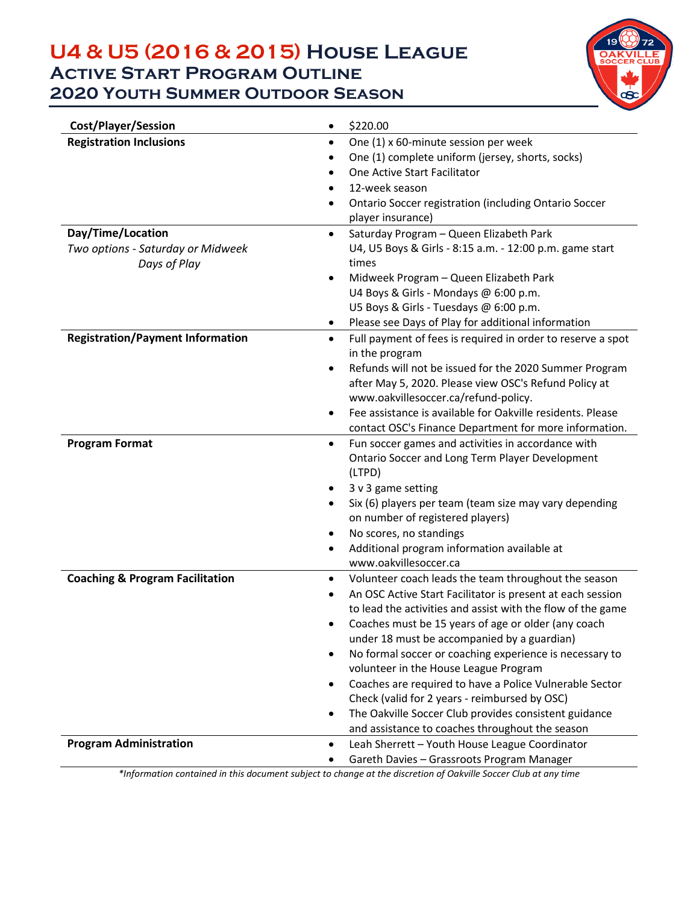# U4 & U5 (2016 & 2015) House League
## Active Start Program Outline
## 2020 Youth Summer Outdoor Season

| Cost/Player/Session | • $220.00 |
|---|---|
| **Registration Inclusions** | • One (1) x 60-minute session per week<br>• One (1) complete uniform (jersey, shorts, socks)<br>• One Active Start Facilitator<br>• 12-week season<br>• Ontario Soccer registration (including Ontario Soccer player insurance) |
| **Day/Time/Location**<br>*Two options - Saturday or Midweek Days of Play* | • Saturday Program – Queen Elizabeth Park<br>U4, U5 Boys & Girls - 8:15 a.m. - 12:00 p.m. game start times<br>• Midweek Program – Queen Elizabeth Park<br>U4 Boys & Girls - Mondays @ 6:00 p.m.<br>U5 Boys & Girls - Tuesdays @ 6:00 p.m.<br>• Please see Days of Play for additional information |
| **Registration/Payment Information** | • Full payment of fees is required in order to reserve a spot in the program<br>• Refunds will not be issued for the 2020 Summer Program after May 5, 2020. Please view OSC's Refund Policy at www.oakvillesoccer.ca/refund-policy.<br>• Fee assistance is available for Oakville residents. Please contact OSC's Finance Department for more information. |
| **Program Format** | • Fun soccer games and activities in accordance with Ontario Soccer and Long Term Player Development (LTPD)<br>• 3 v 3 game setting<br>• Six (6) players per team (team size may vary depending on number of registered players)<br>• No scores, no standings<br>• Additional program information available at www.oakvillesoccer.ca |
| **Coaching & Program Facilitation** | • Volunteer coach leads the team throughout the season<br>• An OSC Active Start Facilitator is present at each session to lead the activities and assist with the flow of the game<br>• Coaches must be 15 years of age or older (any coach under 18 must be accompanied by a guardian)<br>• No formal soccer or coaching experience is necessary to volunteer in the House League Program<br>• Coaches are required to have a Police Vulnerable Sector Check (valid for 2 years - reimbursed by OSC)<br>• The Oakville Soccer Club provides consistent guidance and assistance to coaches throughout the season |
| **Program Administration** | • Leah Sherrett – Youth House League Coordinator<br>• Gareth Davies – Grassroots Program Manager |

*\*Information contained in this document subject to change at the discretion of Oakville Soccer Club at any time*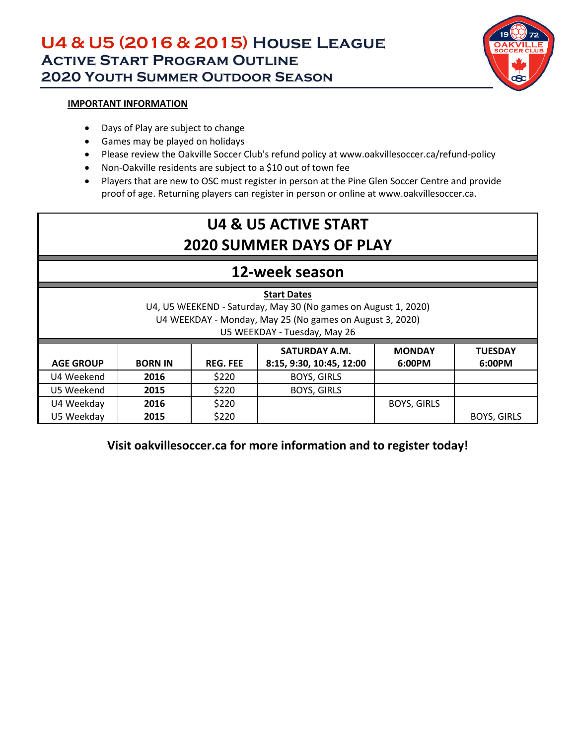# U4 & U5 (2016 & 2015) House League
## Active Start Program Outline
## 2020 Youth Summer Outdoor Season

**IMPORTANT INFORMATION**

- Days of Play are subject to change
- Games may be played on holidays
- Please review the Oakville Soccer Club's refund policy at www.oakvillesoccer.ca/refund-policy
- Non-Oakville residents are subject to a $10 out of town fee
- Players that are new to OSC must register in person at the Pine Glen Soccer Centre and provide proof of age. Returning players can register in person or online at www.oakvillesoccer.ca.

## U4 & U5 ACTIVE START
## 2020 SUMMER DAYS OF PLAY

## 12-week season

**Start Dates**

U4, U5 WEEKEND - Saturday, May 30 (No games on August 1, 2020)
U4 WEEKDAY - Monday, May 25 (No games on August 3, 2020)
U5 WEEKDAY - Tuesday, May 26

| AGE GROUP | BORN IN | REG. FEE | SATURDAY A.M. 8:15, 9:30, 10:45, 12:00 | MONDAY 6:00PM | TUESDAY 6:00PM |
|---|---|---|---|---|---|
| U4 Weekend | **2016** | $220 | BOYS, GIRLS | | |
| U5 Weekend | **2015** | $220 | BOYS, GIRLS | | |
| U4 Weekday | **2016** | $220 | | BOYS, GIRLS | |
| U5 Weekday | **2015** | $220 | | | BOYS, GIRLS |

**Visit oakvillesoccer.ca for more information and to register today!**